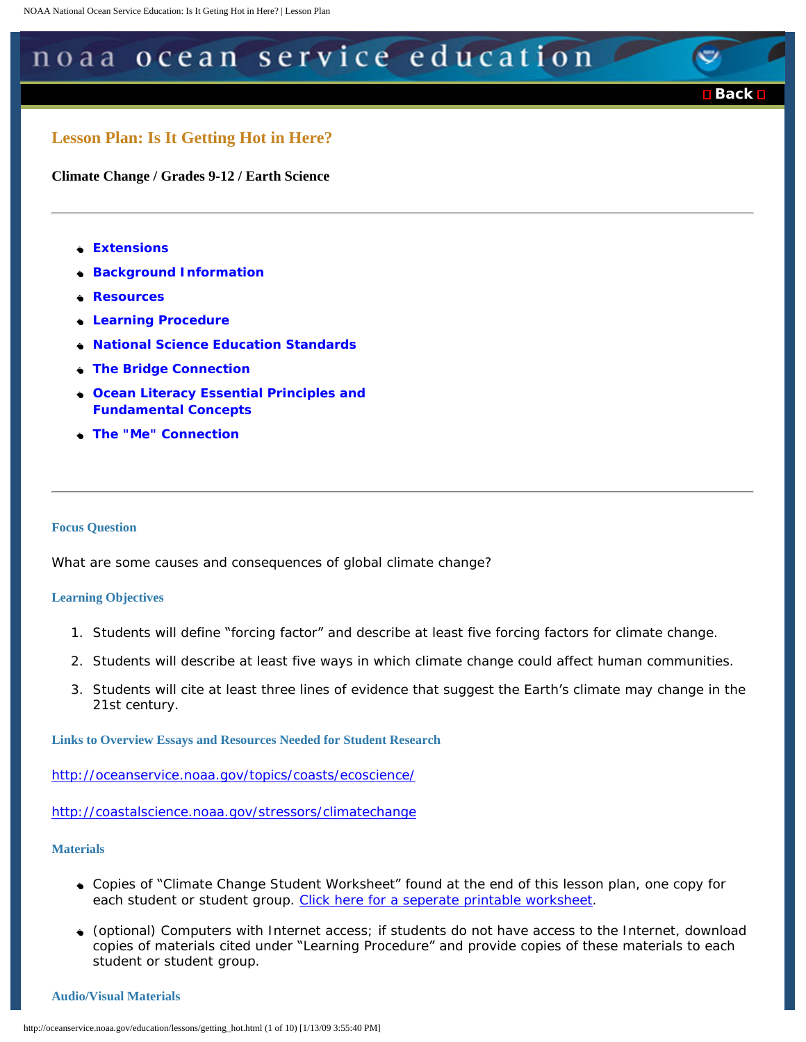noaa ocean service education

Back

# Lesson Plan: Is It Getting Hot in Here?

**Climate Change / Grades 9-12 / Earth Science**

---

- **Extensions**
- **Background Information**
- **Resources**
- **Learning Procedure**
- **National Science Education Standards**
- **The Bridge Connection**
- **Ocean Literacy Essential Principles and Fundamental Concepts**
- **The "Me" Connection**

---

### Focus Question

What are some causes and consequences of global climate change?

### Learning Objectives

1. Students will define "forcing factor" and describe at least five forcing factors for climate change.
2. Students will describe at least five ways in which climate change could affect human communities.
3. Students will cite at least three lines of evidence that suggest the Earth's climate may change in the 21st century.

### Links to Overview Essays and Resources Needed for Student Research

http://oceanservice.noaa.gov/topics/coasts/ecoscience/

http://coastalscience.noaa.gov/stressors/climatechange

### Materials

- Copies of "Climate Change Student Worksheet" found at the end of this lesson plan, one copy for each student or student group. Click here for a seperate printable worksheet.
- (optional) Computers with Internet access; if students do not have access to the Internet, download copies of materials cited under "Learning Procedure" and provide copies of these materials to each student or student group.

### Audio/Visual Materials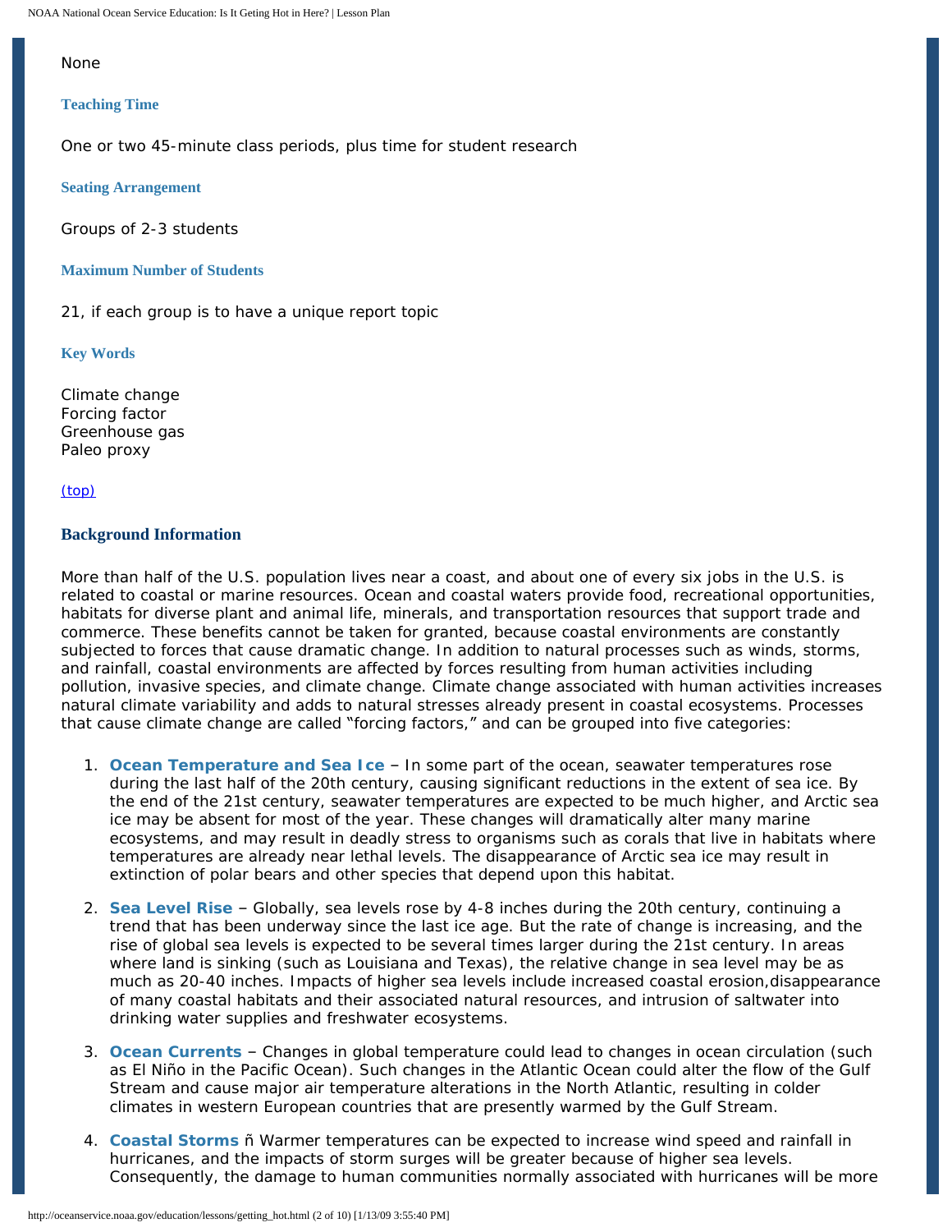None

### Teaching Time

One or two 45-minute class periods, plus time for student research

### Seating Arrangement

Groups of 2-3 students

### Maximum Number of Students

21, if each group is to have a unique report topic

### Key Words

Climate change
Forcing factor
Greenhouse gas
Paleo proxy

(top)

## Background Information

More than half of the U.S. population lives near a coast, and about one of every six jobs in the U.S. is related to coastal or marine resources. Ocean and coastal waters provide food, recreational opportunities, habitats for diverse plant and animal life, minerals, and transportation resources that support trade and commerce. These benefits cannot be taken for granted, because coastal environments are constantly subjected to forces that cause dramatic change. In addition to natural processes such as winds, storms, and rainfall, coastal environments are affected by forces resulting from human activities including pollution, invasive species, and climate change. Climate change associated with human activities increases natural climate variability and adds to natural stresses already present in coastal ecosystems. Processes that cause climate change are called "forcing factors," and can be grouped into five categories:

1. **Ocean Temperature and Sea Ice** – In some part of the ocean, seawater temperatures rose during the last half of the 20th century, causing significant reductions in the extent of sea ice. By the end of the 21st century, seawater temperatures are expected to be much higher, and Arctic sea ice may be absent for most of the year. These changes will dramatically alter many marine ecosystems, and may result in deadly stress to organisms such as corals that live in habitats where temperatures are already near lethal levels. The disappearance of Arctic sea ice may result in extinction of polar bears and other species that depend upon this habitat.

2. **Sea Level Rise** – Globally, sea levels rose by 4-8 inches during the 20th century, continuing a trend that has been underway since the last ice age. But the rate of change is increasing, and the rise of global sea levels is expected to be several times larger during the 21st century. In areas where land is sinking (such as Louisiana and Texas), the relative change in sea level may be as much as 20-40 inches. Impacts of higher sea levels include increased coastal erosion,disappearance of many coastal habitats and their associated natural resources, and intrusion of saltwater into drinking water supplies and freshwater ecosystems.

3. **Ocean Currents** – Changes in global temperature could lead to changes in ocean circulation (such as El Niño in the Pacific Ocean). Such changes in the Atlantic Ocean could alter the flow of the Gulf Stream and cause major air temperature alterations in the North Atlantic, resulting in colder climates in western European countries that are presently warmed by the Gulf Stream.

4. **Coastal Storms** ñ Warmer temperatures can be expected to increase wind speed and rainfall in hurricanes, and the impacts of storm surges will be greater because of higher sea levels. Consequently, the damage to human communities normally associated with hurricanes will be more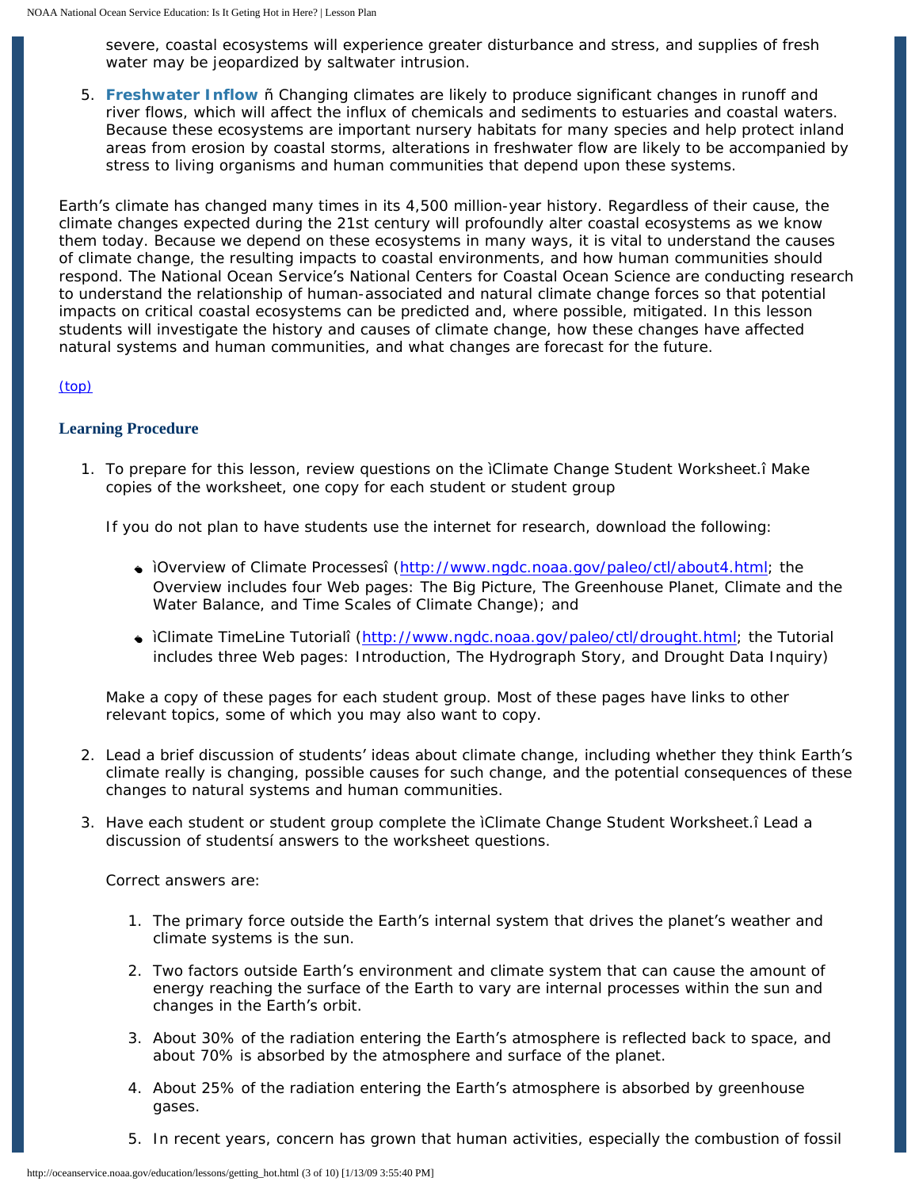severe, coastal ecosystems will experience greater disturbance and stress, and supplies of fresh water may be jeopardized by saltwater intrusion.

5. **Freshwater Inflow** ñ Changing climates are likely to produce significant changes in runoff and river flows, which will affect the influx of chemicals and sediments to estuaries and coastal waters. Because these ecosystems are important nursery habitats for many species and help protect inland areas from erosion by coastal storms, alterations in freshwater flow are likely to be accompanied by stress to living organisms and human communities that depend upon these systems.

Earth's climate has changed many times in its 4,500 million-year history. Regardless of their cause, the climate changes expected during the 21st century will profoundly alter coastal ecosystems as we know them today. Because we depend on these ecosystems in many ways, it is vital to understand the causes of climate change, the resulting impacts to coastal environments, and how human communities should respond. The National Ocean Service's National Centers for Coastal Ocean Science are conducting research to understand the relationship of human-associated and natural climate change forces so that potential impacts on critical coastal ecosystems can be predicted and, where possible, mitigated. In this lesson students will investigate the history and causes of climate change, how these changes have affected natural systems and human communities, and what changes are forecast for the future.

(top)

### Learning Procedure

1. To prepare for this lesson, review questions on the ìClimate Change Student Worksheet.î Make copies of the worksheet, one copy for each student or student group

   If you do not plan to have students use the internet for research, download the following:

   - ìOverview of Climate Processesî (http://www.ngdc.noaa.gov/paleo/ctl/about4.html; the Overview includes four Web pages: The Big Picture, The Greenhouse Planet, Climate and the Water Balance, and Time Scales of Climate Change); and
   - ìClimate TimeLine Tutorialî (http://www.ngdc.noaa.gov/paleo/ctl/drought.html; the Tutorial includes three Web pages: Introduction, The Hydrograph Story, and Drought Data Inquiry)

   Make a copy of these pages for each student group. Most of these pages have links to other relevant topics, some of which you may also want to copy.

2. Lead a brief discussion of students' ideas about climate change, including whether they think Earth's climate really is changing, possible causes for such change, and the potential consequences of these changes to natural systems and human communities.

3. Have each student or student group complete the ìClimate Change Student Worksheet.î Lead a discussion of studentsí answers to the worksheet questions.

   Correct answers are:

   1. The primary force outside the Earth's internal system that drives the planet's weather and climate systems is the sun.
   2. Two factors outside Earth's environment and climate system that can cause the amount of energy reaching the surface of the Earth to vary are internal processes within the sun and changes in the Earth's orbit.
   3. About 30% of the radiation entering the Earth's atmosphere is reflected back to space, and about 70% is absorbed by the atmosphere and surface of the planet.
   4. About 25% of the radiation entering the Earth's atmosphere is absorbed by greenhouse gases.
   5. In recent years, concern has grown that human activities, especially the combustion of fossil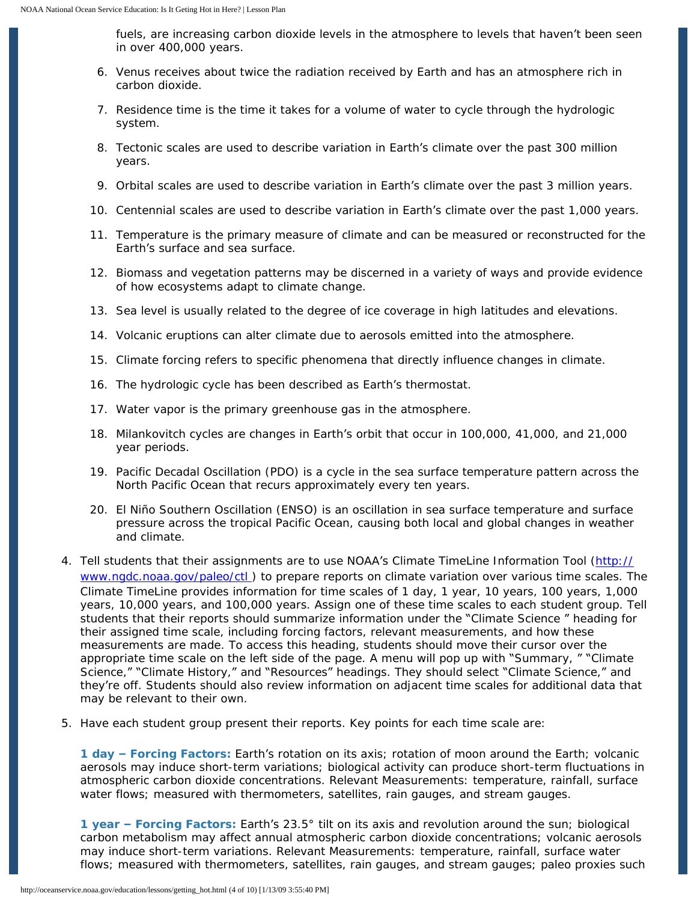fuels, are increasing carbon dioxide levels in the atmosphere to levels that haven't been seen in over 400,000 years.

6. Venus receives about twice the radiation received by Earth and has an atmosphere rich in carbon dioxide.
7. Residence time is the time it takes for a volume of water to cycle through the hydrologic system.
8. Tectonic scales are used to describe variation in Earth's climate over the past 300 million years.
9. Orbital scales are used to describe variation in Earth's climate over the past 3 million years.
10. Centennial scales are used to describe variation in Earth's climate over the past 1,000 years.
11. Temperature is the primary measure of climate and can be measured or reconstructed for the Earth's surface and sea surface.
12. Biomass and vegetation patterns may be discerned in a variety of ways and provide evidence of how ecosystems adapt to climate change.
13. Sea level is usually related to the degree of ice coverage in high latitudes and elevations.
14. Volcanic eruptions can alter climate due to aerosols emitted into the atmosphere.
15. Climate forcing refers to specific phenomena that directly influence changes in climate.
16. The hydrologic cycle has been described as Earth's thermostat.
17. Water vapor is the primary greenhouse gas in the atmosphere.
18. Milankovitch cycles are changes in Earth's orbit that occur in 100,000, 41,000, and 21,000 year periods.
19. Pacific Decadal Oscillation (PDO) is a cycle in the sea surface temperature pattern across the North Pacific Ocean that recurs approximately every ten years.
20. El Niño Southern Oscillation (ENSO) is an oscillation in sea surface temperature and surface pressure across the tropical Pacific Ocean, causing both local and global changes in weather and climate.

4. Tell students that their assignments are to use NOAA's Climate TimeLine Information Tool (http://www.ngdc.noaa.gov/paleo/ctl ) to prepare reports on climate variation over various time scales. The Climate TimeLine provides information for time scales of 1 day, 1 year, 10 years, 100 years, 1,000 years, 10,000 years, and 100,000 years. Assign one of these time scales to each student group. Tell students that their reports should summarize information under the "Climate Science " heading for their assigned time scale, including forcing factors, relevant measurements, and how these measurements are made. To access this heading, students should move their cursor over the appropriate time scale on the left side of the page. A menu will pop up with "Summary, " "Climate Science," "Climate History," and "Resources" headings. They should select "Climate Science," and they're off. Students should also review information on adjacent time scales for additional data that may be relevant to their own.

5. Have each student group present their reports. Key points for each time scale are:

   **1 day – Forcing Factors:** Earth's rotation on its axis; rotation of moon around the Earth; volcanic aerosols may induce short-term variations; biological activity can produce short-term fluctuations in atmospheric carbon dioxide concentrations. Relevant Measurements: temperature, rainfall, surface water flows; measured with thermometers, satellites, rain gauges, and stream gauges.

   **1 year – Forcing Factors:** Earth's 23.5° tilt on its axis and revolution around the sun; biological carbon metabolism may affect annual atmospheric carbon dioxide concentrations; volcanic aerosols may induce short-term variations. Relevant Measurements: temperature, rainfall, surface water flows; measured with thermometers, satellites, rain gauges, and stream gauges; paleo proxies such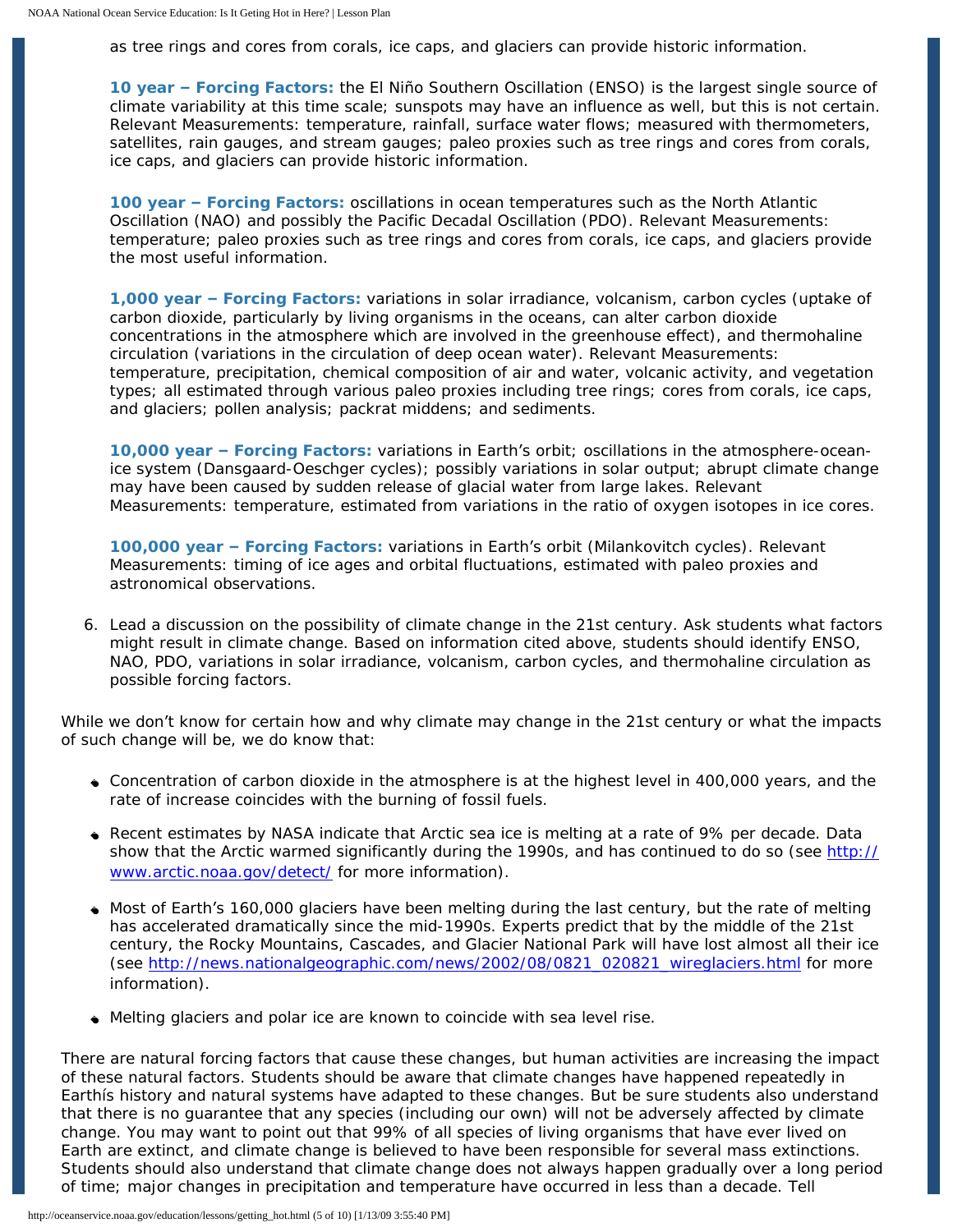as tree rings and cores from corals, ice caps, and glaciers can provide historic information.

**10 year – Forcing Factors:** the El Niño Southern Oscillation (ENSO) is the largest single source of climate variability at this time scale; sunspots may have an influence as well, but this is not certain. Relevant Measurements: temperature, rainfall, surface water flows; measured with thermometers, satellites, rain gauges, and stream gauges; paleo proxies such as tree rings and cores from corals, ice caps, and glaciers can provide historic information.

**100 year – Forcing Factors:** oscillations in ocean temperatures such as the North Atlantic Oscillation (NAO) and possibly the Pacific Decadal Oscillation (PDO). Relevant Measurements: temperature; paleo proxies such as tree rings and cores from corals, ice caps, and glaciers provide the most useful information.

**1,000 year – Forcing Factors:** variations in solar irradiance, volcanism, carbon cycles (uptake of carbon dioxide, particularly by living organisms in the oceans, can alter carbon dioxide concentrations in the atmosphere which are involved in the greenhouse effect), and thermohaline circulation (variations in the circulation of deep ocean water). Relevant Measurements: temperature, precipitation, chemical composition of air and water, volcanic activity, and vegetation types; all estimated through various paleo proxies including tree rings; cores from corals, ice caps, and glaciers; pollen analysis; packrat middens; and sediments.

**10,000 year – Forcing Factors:** variations in Earth's orbit; oscillations in the atmosphere-ocean-ice system (Dansgaard-Oeschger cycles); possibly variations in solar output; abrupt climate change may have been caused by sudden release of glacial water from large lakes. Relevant Measurements: temperature, estimated from variations in the ratio of oxygen isotopes in ice cores.

**100,000 year – Forcing Factors:** variations in Earth's orbit (Milankovitch cycles). Relevant Measurements: timing of ice ages and orbital fluctuations, estimated with paleo proxies and astronomical observations.

6. Lead a discussion on the possibility of climate change in the 21st century. Ask students what factors might result in climate change. Based on information cited above, students should identify ENSO, NAO, PDO, variations in solar irradiance, volcanism, carbon cycles, and thermohaline circulation as possible forcing factors.

While we don't know for certain how and why climate may change in the 21st century or what the impacts of such change will be, we do know that:

- Concentration of carbon dioxide in the atmosphere is at the highest level in 400,000 years, and the rate of increase coincides with the burning of fossil fuels.
- Recent estimates by NASA indicate that Arctic sea ice is melting at a rate of 9% per decade. Data show that the Arctic warmed significantly during the 1990s, and has continued to do so (see http://www.arctic.noaa.gov/detect/ for more information).
- Most of Earth's 160,000 glaciers have been melting during the last century, but the rate of melting has accelerated dramatically since the mid-1990s. Experts predict that by the middle of the 21st century, the Rocky Mountains, Cascades, and Glacier National Park will have lost almost all their ice (see http://news.nationalgeographic.com/news/2002/08/0821_020821_wireglaciers.html for more information).
- Melting glaciers and polar ice are known to coincide with sea level rise.

There are natural forcing factors that cause these changes, but human activities are increasing the impact of these natural factors. Students should be aware that climate changes have happened repeatedly in Earthís history and natural systems have adapted to these changes. But be sure students also understand that there is no guarantee that any species (including our own) will not be adversely affected by climate change. You may want to point out that 99% of all species of living organisms that have ever lived on Earth are extinct, and climate change is believed to have been responsible for several mass extinctions. Students should also understand that climate change does not always happen gradually over a long period of time; major changes in precipitation and temperature have occurred in less than a decade. Tell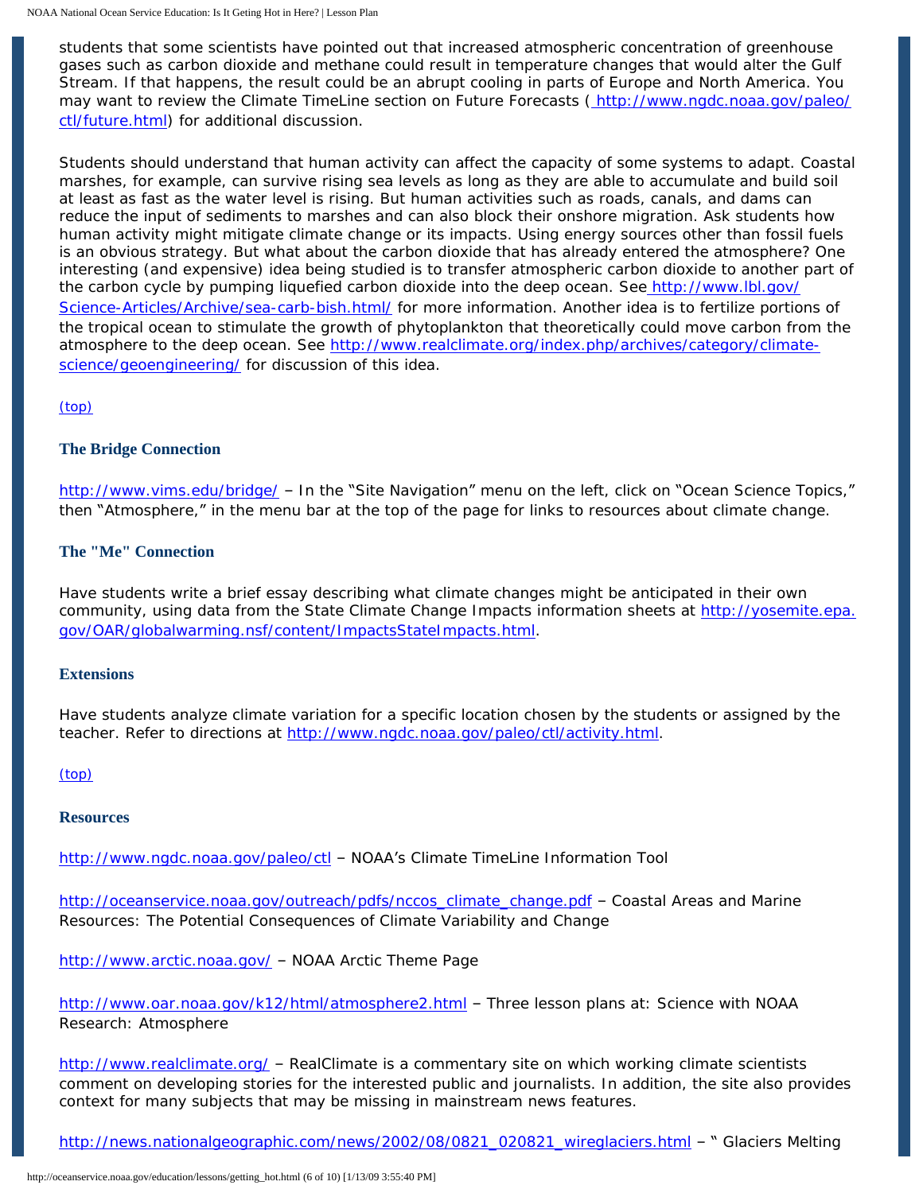students that some scientists have pointed out that increased atmospheric concentration of greenhouse gases such as carbon dioxide and methane could result in temperature changes that would alter the Gulf Stream. If that happens, the result could be an abrupt cooling in parts of Europe and North America. You may want to review the Climate TimeLine section on Future Forecasts ( http://www.ngdc.noaa.gov/paleo/ctl/future.html) for additional discussion.

Students should understand that human activity can affect the capacity of some systems to adapt. Coastal marshes, for example, can survive rising sea levels as long as they are able to accumulate and build soil at least as fast as the water level is rising. But human activities such as roads, canals, and dams can reduce the input of sediments to marshes and can also block their onshore migration. Ask students how human activity might mitigate climate change or its impacts. Using energy sources other than fossil fuels is an obvious strategy. But what about the carbon dioxide that has already entered the atmosphere? One interesting (and expensive) idea being studied is to transfer atmospheric carbon dioxide to another part of the carbon cycle by pumping liquefied carbon dioxide into the deep ocean. See http://www.lbl.gov/Science-Articles/Archive/sea-carb-bish.html/ for more information. Another idea is to fertilize portions of the tropical ocean to stimulate the growth of phytoplankton that theoretically could move carbon from the atmosphere to the deep ocean. See http://www.realclimate.org/index.php/archives/category/climate-science/geoengineering/ for discussion of this idea.

(top)

### The Bridge Connection

http://www.vims.edu/bridge/ – In the "Site Navigation" menu on the left, click on "Ocean Science Topics," then "Atmosphere," in the menu bar at the top of the page for links to resources about climate change.

### The "Me" Connection

Have students write a brief essay describing what climate changes might be anticipated in their own community, using data from the State Climate Change Impacts information sheets at http://yosemite.epa.gov/OAR/globalwarming.nsf/content/ImpactsStateImpacts.html.

### Extensions

Have students analyze climate variation for a specific location chosen by the students or assigned by the teacher. Refer to directions at http://www.ngdc.noaa.gov/paleo/ctl/activity.html.

(top)

### Resources

http://www.ngdc.noaa.gov/paleo/ctl – NOAA's Climate TimeLine Information Tool

http://oceanservice.noaa.gov/outreach/pdfs/nccos_climate_change.pdf – Coastal Areas and Marine Resources: The Potential Consequences of Climate Variability and Change

http://www.arctic.noaa.gov/ – NOAA Arctic Theme Page

http://www.oar.noaa.gov/k12/html/atmosphere2.html – Three lesson plans at: Science with NOAA Research: Atmosphere

http://www.realclimate.org/ – RealClimate is a commentary site on which working climate scientists comment on developing stories for the interested public and journalists. In addition, the site also provides context for many subjects that may be missing in mainstream news features.

http://news.nationalgeographic.com/news/2002/08/0821_020821_wireglaciers.html – " Glaciers Melting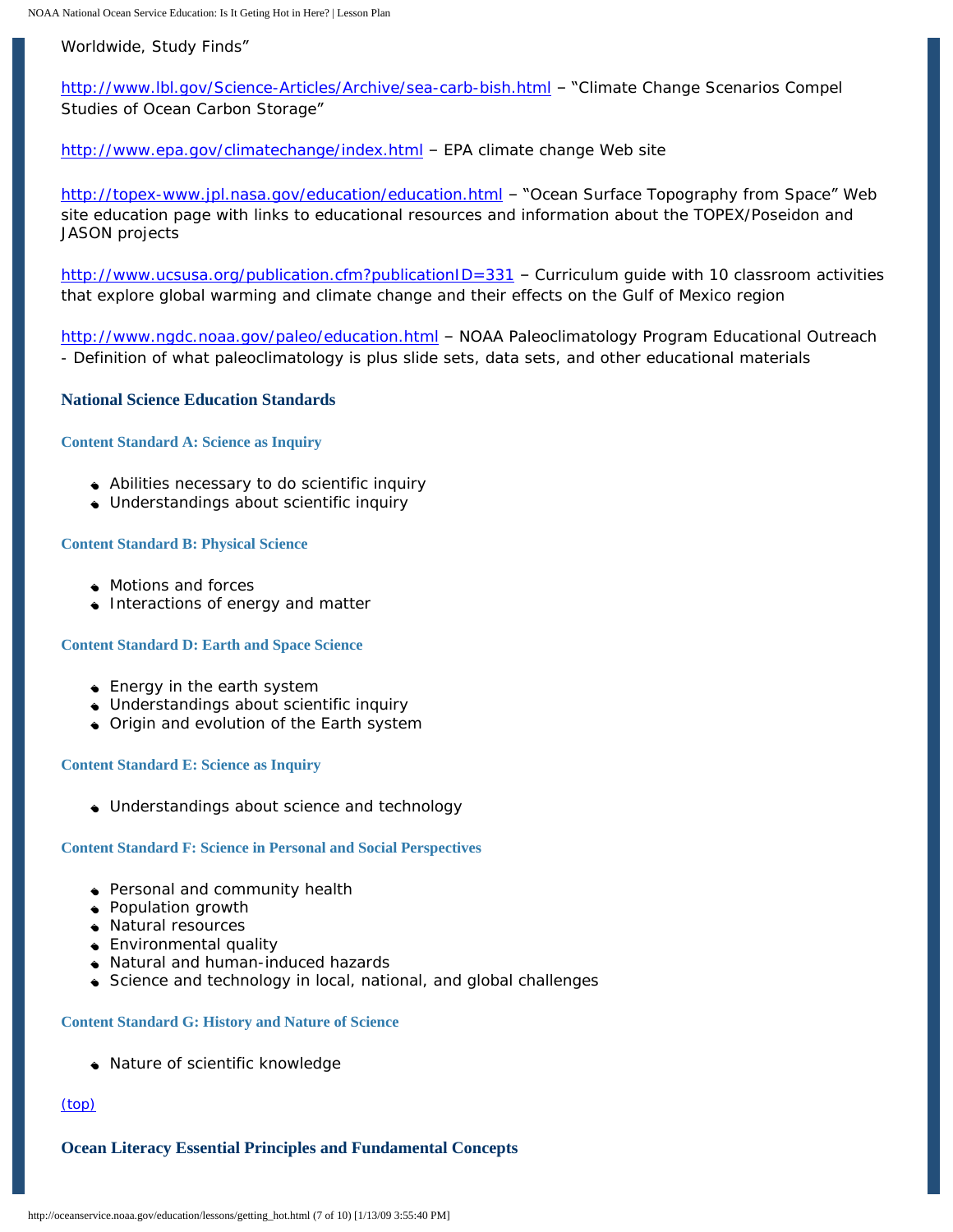Worldwide, Study Finds”

http://www.lbl.gov/Science-Articles/Archive/sea-carb-bish.html – “Climate Change Scenarios Compel Studies of Ocean Carbon Storage”

http://www.epa.gov/climatechange/index.html – EPA climate change Web site

http://topex-www.jpl.nasa.gov/education/education.html – “Ocean Surface Topography from Space” Web site education page with links to educational resources and information about the TOPEX/Poseidon and JASON projects

http://www.ucsusa.org/publication.cfm?publicationID=331 – Curriculum guide with 10 classroom activities that explore global warming and climate change and their effects on the Gulf of Mexico region

http://www.ngdc.noaa.gov/paleo/education.html – NOAA Paleoclimatology Program Educational Outreach - Definition of what paleoclimatology is plus slide sets, data sets, and other educational materials

## National Science Education Standards

### Content Standard A: Science as Inquiry

- Abilities necessary to do scientific inquiry
- Understandings about scientific inquiry

### Content Standard B: Physical Science

- Motions and forces
- Interactions of energy and matter

### Content Standard D: Earth and Space Science

- Energy in the earth system
- Understandings about scientific inquiry
- Origin and evolution of the Earth system

### Content Standard E: Science as Inquiry

- Understandings about science and technology

### Content Standard F: Science in Personal and Social Perspectives

- Personal and community health
- Population growth
- Natural resources
- Environmental quality
- Natural and human-induced hazards
- Science and technology in local, national, and global challenges

### Content Standard G: History and Nature of Science

- Nature of scientific knowledge

(top)

## Ocean Literacy Essential Principles and Fundamental Concepts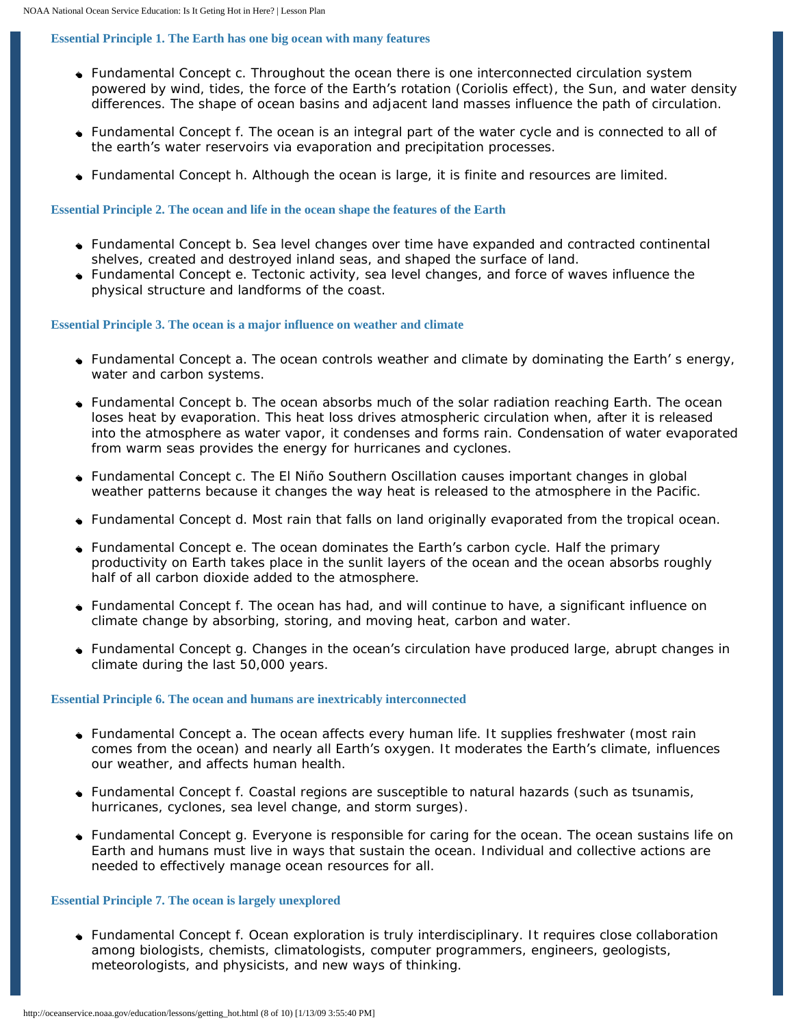### Essential Principle 1. The Earth has one big ocean with many features

- Fundamental Concept c. Throughout the ocean there is one interconnected circulation system powered by wind, tides, the force of the Earth's rotation (Coriolis effect), the Sun, and water density differences. The shape of ocean basins and adjacent land masses influence the path of circulation.
- Fundamental Concept f. The ocean is an integral part of the water cycle and is connected to all of the earth's water reservoirs via evaporation and precipitation processes.
- Fundamental Concept h. Although the ocean is large, it is finite and resources are limited.

### Essential Principle 2. The ocean and life in the ocean shape the features of the Earth

- Fundamental Concept b. Sea level changes over time have expanded and contracted continental shelves, created and destroyed inland seas, and shaped the surface of land.
- Fundamental Concept e. Tectonic activity, sea level changes, and force of waves influence the physical structure and landforms of the coast.

### Essential Principle 3. The ocean is a major influence on weather and climate

- Fundamental Concept a. The ocean controls weather and climate by dominating the Earth' s energy, water and carbon systems.
- Fundamental Concept b. The ocean absorbs much of the solar radiation reaching Earth. The ocean loses heat by evaporation. This heat loss drives atmospheric circulation when, after it is released into the atmosphere as water vapor, it condenses and forms rain. Condensation of water evaporated from warm seas provides the energy for hurricanes and cyclones.
- Fundamental Concept c. The El Niño Southern Oscillation causes important changes in global weather patterns because it changes the way heat is released to the atmosphere in the Pacific.
- Fundamental Concept d. Most rain that falls on land originally evaporated from the tropical ocean.
- Fundamental Concept e. The ocean dominates the Earth's carbon cycle. Half the primary productivity on Earth takes place in the sunlit layers of the ocean and the ocean absorbs roughly half of all carbon dioxide added to the atmosphere.
- Fundamental Concept f. The ocean has had, and will continue to have, a significant influence on climate change by absorbing, storing, and moving heat, carbon and water.
- Fundamental Concept g. Changes in the ocean's circulation have produced large, abrupt changes in climate during the last 50,000 years.

### Essential Principle 6. The ocean and humans are inextricably interconnected

- Fundamental Concept a. The ocean affects every human life. It supplies freshwater (most rain comes from the ocean) and nearly all Earth's oxygen. It moderates the Earth's climate, influences our weather, and affects human health.
- Fundamental Concept f. Coastal regions are susceptible to natural hazards (such as tsunamis, hurricanes, cyclones, sea level change, and storm surges).
- Fundamental Concept g. Everyone is responsible for caring for the ocean. The ocean sustains life on Earth and humans must live in ways that sustain the ocean. Individual and collective actions are needed to effectively manage ocean resources for all.

### Essential Principle 7. The ocean is largely unexplored

- Fundamental Concept f. Ocean exploration is truly interdisciplinary. It requires close collaboration among biologists, chemists, climatologists, computer programmers, engineers, geologists, meteorologists, and physicists, and new ways of thinking.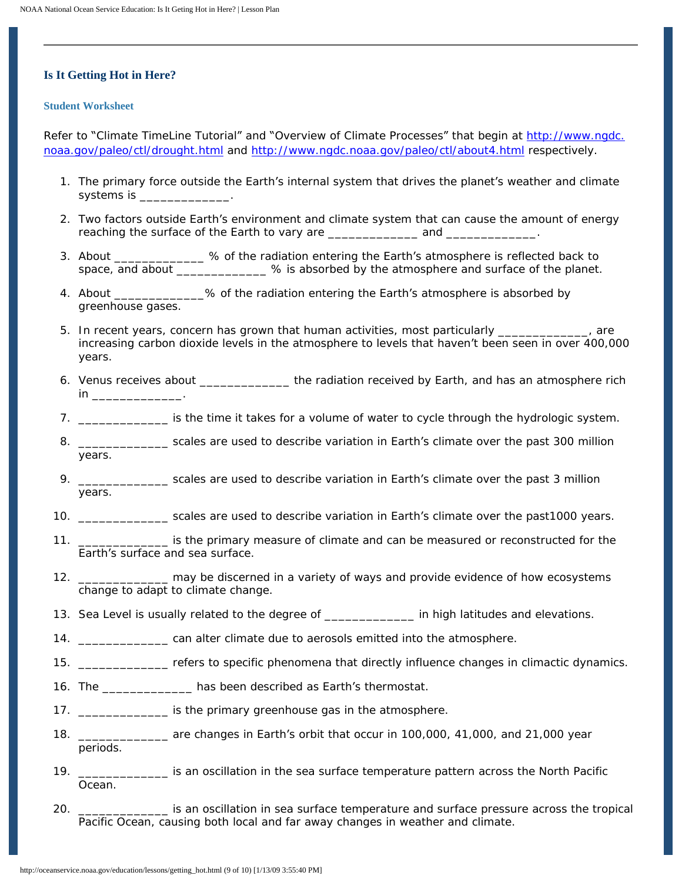## Is It Getting Hot in Here?

### Student Worksheet

Refer to "Climate TimeLine Tutorial" and "Overview of Climate Processes" that begin at [http://www.ngdc.noaa.gov/paleo/ctl/drought.html](http://www.ngdc.noaa.gov/paleo/ctl/drought.html) and [http://www.ngdc.noaa.gov/paleo/ctl/about4.html](http://www.ngdc.noaa.gov/paleo/ctl/about4.html) respectively.

1. The primary force outside the Earth's internal system that drives the planet's weather and climate systems is _____________.
2. Two factors outside Earth's environment and climate system that can cause the amount of energy reaching the surface of the Earth to vary are _____________ and _____________.
3. About _____________ % of the radiation entering the Earth's atmosphere is reflected back to space, and about _____________ % is absorbed by the atmosphere and surface of the planet.
4. About _____________% of the radiation entering the Earth's atmosphere is absorbed by greenhouse gases.
5. In recent years, concern has grown that human activities, most particularly _____________, are increasing carbon dioxide levels in the atmosphere to levels that haven't been seen in over 400,000 years.
6. Venus receives about _____________ the radiation received by Earth, and has an atmosphere rich in _____________.
7. _____________ is the time it takes for a volume of water to cycle through the hydrologic system.
8. _____________ scales are used to describe variation in Earth's climate over the past 300 million years.
9. _____________ scales are used to describe variation in Earth's climate over the past 3 million years.
10. _____________ scales are used to describe variation in Earth's climate over the past1000 years.
11. _____________ is the primary measure of climate and can be measured or reconstructed for the Earth's surface and sea surface.
12. _____________ may be discerned in a variety of ways and provide evidence of how ecosystems change to adapt to climate change.
13. Sea Level is usually related to the degree of _____________ in high latitudes and elevations.
14. _____________ can alter climate due to aerosols emitted into the atmosphere.
15. _____________ refers to specific phenomena that directly influence changes in climactic dynamics.
16. The _____________ has been described as Earth's thermostat.
17. _____________ is the primary greenhouse gas in the atmosphere.
18. _____________ are changes in Earth's orbit that occur in 100,000, 41,000, and 21,000 year periods.
19. _____________ is an oscillation in the sea surface temperature pattern across the North Pacific Ocean.
20. _____________ is an oscillation in sea surface temperature and surface pressure across the tropical Pacific Ocean, causing both local and far away changes in weather and climate.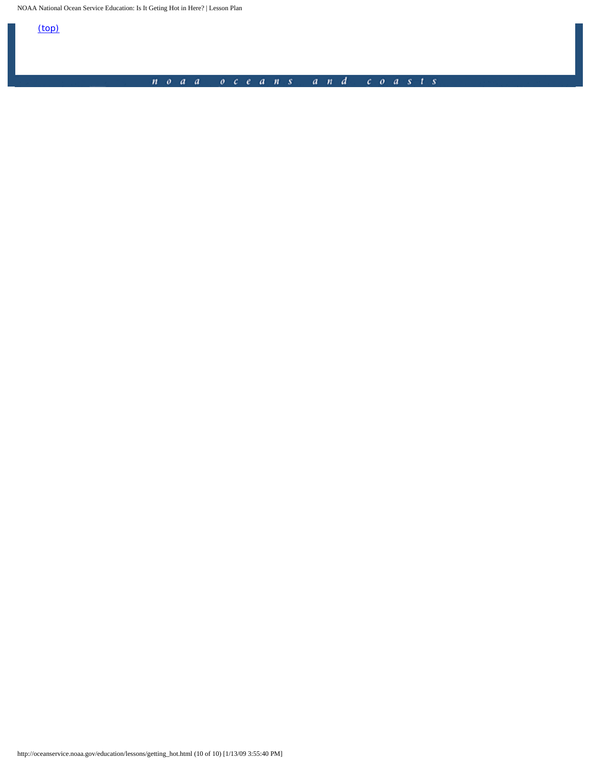(top)

n o a a   o c e a n s   a n d   c o a s t s